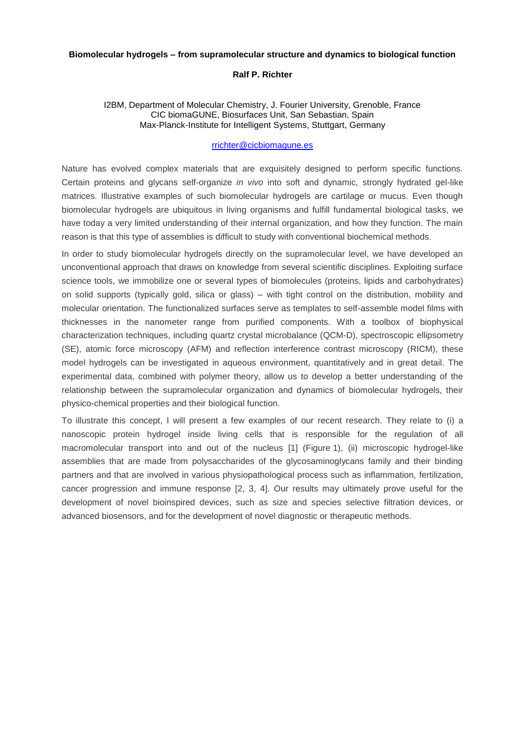**Biomolecular hydrogels – from supramolecular structure and dynamics to biological function**

**Ralf P. Richter**

I2BM, Department of Molecular Chemistry, J. Fourier University, Grenoble, France
CIC biomaGUNE, Biosurfaces Unit, San Sebastian, Spain
Max-Planck-Institute for Intelligent Systems, Stuttgart, Germany

rrichter@cicbiomagune.es

Nature has evolved complex materials that are exquisitely designed to perform specific functions. Certain proteins and glycans self-organize *in vivo* into soft and dynamic, strongly hydrated gel-like matrices. Illustrative examples of such biomolecular hydrogels are cartilage or mucus. Even though biomolecular hydrogels are ubiquitous in living organisms and fulfill fundamental biological tasks, we have today a very limited understanding of their internal organization, and how they function. The main reason is that this type of assemblies is difficult to study with conventional biochemical methods.

In order to study biomolecular hydrogels directly on the supramolecular level, we have developed an unconventional approach that draws on knowledge from several scientific disciplines. Exploiting surface science tools, we immobilize one or several types of biomolecules (proteins, lipids and carbohydrates) on solid supports (typically gold, silica or glass) – with tight control on the distribution, mobility and molecular orientation. The functionalized surfaces serve as templates to self-assemble model films with thicknesses in the nanometer range from purified components. With a toolbox of biophysical characterization techniques, including quartz crystal microbalance (QCM-D), spectroscopic ellipsometry (SE), atomic force microscopy (AFM) and reflection interference contrast microscopy (RICM), these model hydrogels can be investigated in aqueous environment, quantitatively and in great detail. The experimental data, combined with polymer theory, allow us to develop a better understanding of the relationship between the supramolecular organization and dynamics of biomolecular hydrogels, their physico-chemical properties and their biological function.

To illustrate this concept, I will present a few examples of our recent research. They relate to (i) a nanoscopic protein hydrogel inside living cells that is responsible for the regulation of all macromolecular transport into and out of the nucleus [1] (Figure 1), (ii) microscopic hydrogel-like assemblies that are made from polysaccharides of the glycosaminoglycans family and their binding partners and that are involved in various physiopathological process such as inflammation, fertilization, cancer progression and immune response [2, 3, 4]. Our results may ultimately prove useful for the development of novel bioinspired devices, such as size and species selective filtration devices, or advanced biosensors, and for the development of novel diagnostic or therapeutic methods.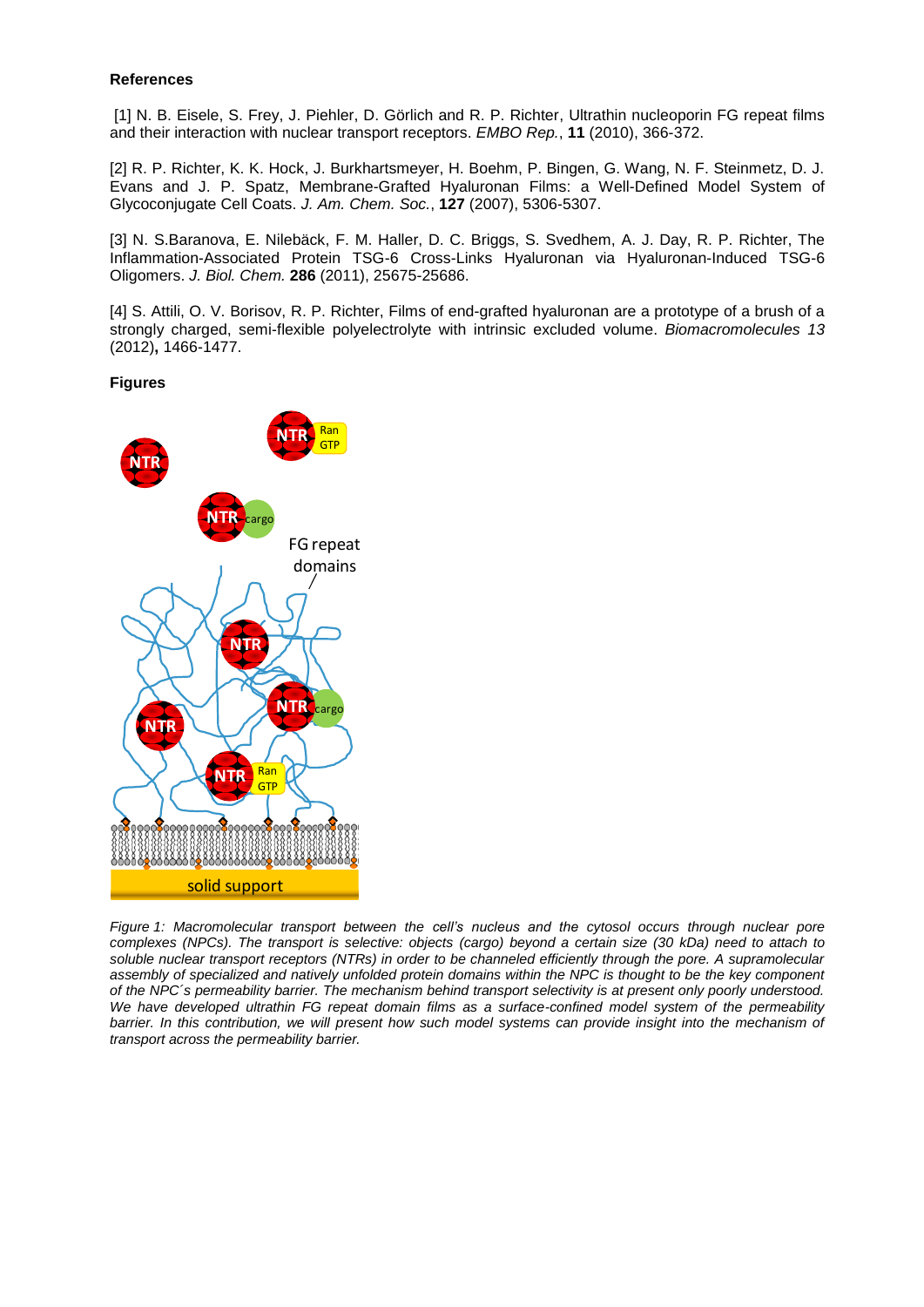**References**

[1] N. B. Eisele, S. Frey, J. Piehler, D. Görlich and R. P. Richter, Ultrathin nucleoporin FG repeat films and their interaction with nuclear transport receptors. *EMBO Rep.*, **11** (2010), 366-372.

[2] R. P. Richter, K. K. Hock, J. Burkhartsmeyer, H. Boehm, P. Bingen, G. Wang, N. F. Steinmetz, D. J. Evans and J. P. Spatz, Membrane-Grafted Hyaluronan Films: a Well-Defined Model System of Glycoconjugate Cell Coats. *J. Am. Chem. Soc.*, **127** (2007), 5306-5307.

[3] N. S.Baranova, E. Nilebäck, F. M. Haller, D. C. Briggs, S. Svedhem, A. J. Day, R. P. Richter, The Inflammation-Associated Protein TSG-6 Cross-Links Hyaluronan via Hyaluronan-Induced TSG-6 Oligomers. *J. Biol. Chem.* **286** (2011), 25675-25686.

[4] S. Attili, O. V. Borisov, R. P. Richter, Films of end-grafted hyaluronan are a prototype of a brush of a strongly charged, semi-flexible polyelectrolyte with intrinsic excluded volume. *Biomacromolecules 13* (2012)**,** 1466-1477.

**Figures**

NTR

NTR

Ran GTP

NTR

cargo

FG repeat domains

NTR

NTR

cargo

NTR

NTR

Ran GTP

solid support

*Figure 1: Macromolecular transport between the cell's nucleus and the cytosol occurs through nuclear pore complexes (NPCs). The transport is selective: objects (cargo) beyond a certain size (30 kDa) need to attach to soluble nuclear transport receptors (NTRs) in order to be channeled efficiently through the pore. A supramolecular assembly of specialized and natively unfolded protein domains within the NPC is thought to be the key component of the NPC´s permeability barrier. The mechanism behind transport selectivity is at present only poorly understood. We have developed ultrathin FG repeat domain films as a surface-confined model system of the permeability barrier. In this contribution, we will present how such model systems can provide insight into the mechanism of transport across the permeability barrier.*